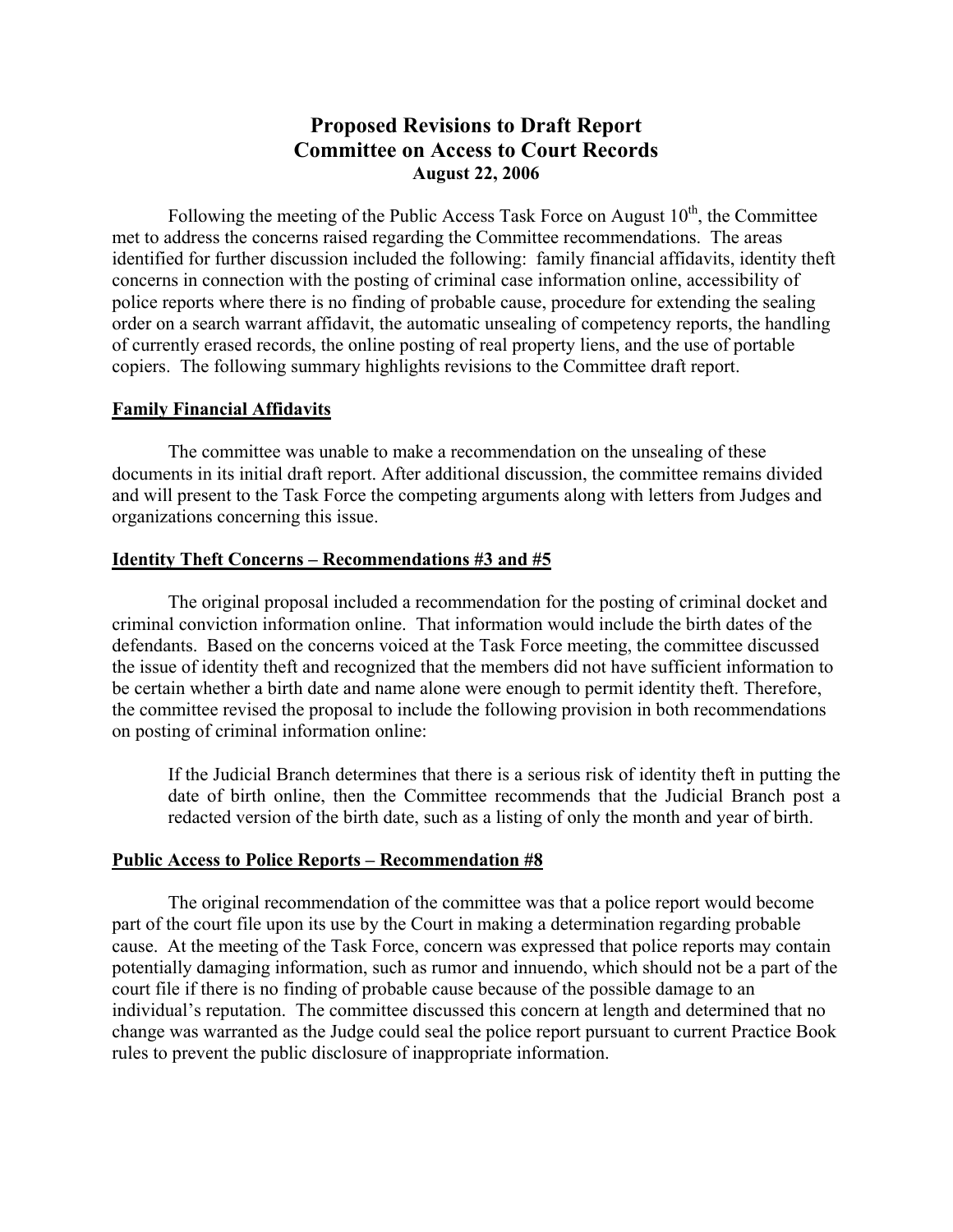# Proposed Revisions to Draft Report
## Committee on Access to Court Records
### August 22, 2006

Following the meeting of the Public Access Task Force on August 10th, the Committee met to address the concerns raised regarding the Committee recommendations. The areas identified for further discussion included the following: family financial affidavits, identity theft concerns in connection with the posting of criminal case information online, accessibility of police reports where there is no finding of probable cause, procedure for extending the sealing order on a search warrant affidavit, the automatic unsealing of competency reports, the handling of currently erased records, the online posting of real property liens, and the use of portable copiers. The following summary highlights revisions to the Committee draft report.

**Family Financial Affidavits**

The committee was unable to make a recommendation on the unsealing of these documents in its initial draft report. After additional discussion, the committee remains divided and will present to the Task Force the competing arguments along with letters from Judges and organizations concerning this issue.

**Identity Theft Concerns – Recommendations #3 and #5**

The original proposal included a recommendation for the posting of criminal docket and criminal conviction information online. That information would include the birth dates of the defendants. Based on the concerns voiced at the Task Force meeting, the committee discussed the issue of identity theft and recognized that the members did not have sufficient information to be certain whether a birth date and name alone were enough to permit identity theft. Therefore, the committee revised the proposal to include the following provision in both recommendations on posting of criminal information online:

> If the Judicial Branch determines that there is a serious risk of identity theft in putting the date of birth online, then the Committee recommends that the Judicial Branch post a redacted version of the birth date, such as a listing of only the month and year of birth.

**Public Access to Police Reports – Recommendation #8**

The original recommendation of the committee was that a police report would become part of the court file upon its use by the Court in making a determination regarding probable cause. At the meeting of the Task Force, concern was expressed that police reports may contain potentially damaging information, such as rumor and innuendo, which should not be a part of the court file if there is no finding of probable cause because of the possible damage to an individual's reputation. The committee discussed this concern at length and determined that no change was warranted as the Judge could seal the police report pursuant to current Practice Book rules to prevent the public disclosure of inappropriate information.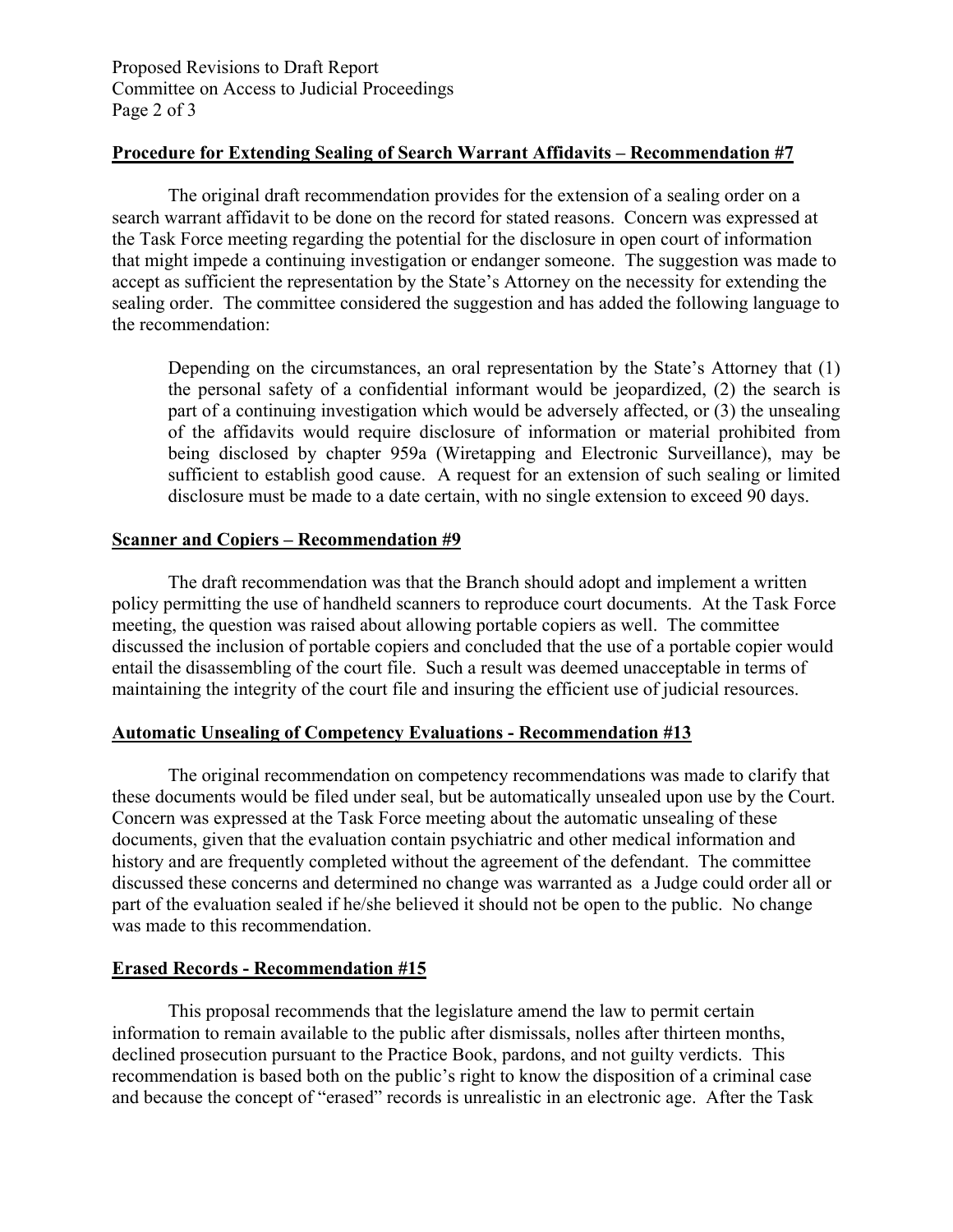### **Procedure for Extending Sealing of Search Warrant Affidavits – Recommendation #7**

The original draft recommendation provides for the extension of a sealing order on a search warrant affidavit to be done on the record for stated reasons. Concern was expressed at the Task Force meeting regarding the potential for the disclosure in open court of information that might impede a continuing investigation or endanger someone. The suggestion was made to accept as sufficient the representation by the State's Attorney on the necessity for extending the sealing order. The committee considered the suggestion and has added the following language to the recommendation:

> Depending on the circumstances, an oral representation by the State's Attorney that (1) the personal safety of a confidential informant would be jeopardized, (2) the search is part of a continuing investigation which would be adversely affected, or (3) the unsealing of the affidavits would require disclosure of information or material prohibited from being disclosed by chapter 959a (Wiretapping and Electronic Surveillance), may be sufficient to establish good cause. A request for an extension of such sealing or limited disclosure must be made to a date certain, with no single extension to exceed 90 days.

### **Scanner and Copiers – Recommendation #9**

The draft recommendation was that the Branch should adopt and implement a written policy permitting the use of handheld scanners to reproduce court documents. At the Task Force meeting, the question was raised about allowing portable copiers as well. The committee discussed the inclusion of portable copiers and concluded that the use of a portable copier would entail the disassembling of the court file. Such a result was deemed unacceptable in terms of maintaining the integrity of the court file and insuring the efficient use of judicial resources.

### **Automatic Unsealing of Competency Evaluations - Recommendation #13**

The original recommendation on competency recommendations was made to clarify that these documents would be filed under seal, but be automatically unsealed upon use by the Court. Concern was expressed at the Task Force meeting about the automatic unsealing of these documents, given that the evaluation contain psychiatric and other medical information and history and are frequently completed without the agreement of the defendant. The committee discussed these concerns and determined no change was warranted as a Judge could order all or part of the evaluation sealed if he/she believed it should not be open to the public. No change was made to this recommendation.

### **Erased Records - Recommendation #15**

This proposal recommends that the legislature amend the law to permit certain information to remain available to the public after dismissals, nolles after thirteen months, declined prosecution pursuant to the Practice Book, pardons, and not guilty verdicts. This recommendation is based both on the public's right to know the disposition of a criminal case and because the concept of "erased" records is unrealistic in an electronic age. After the Task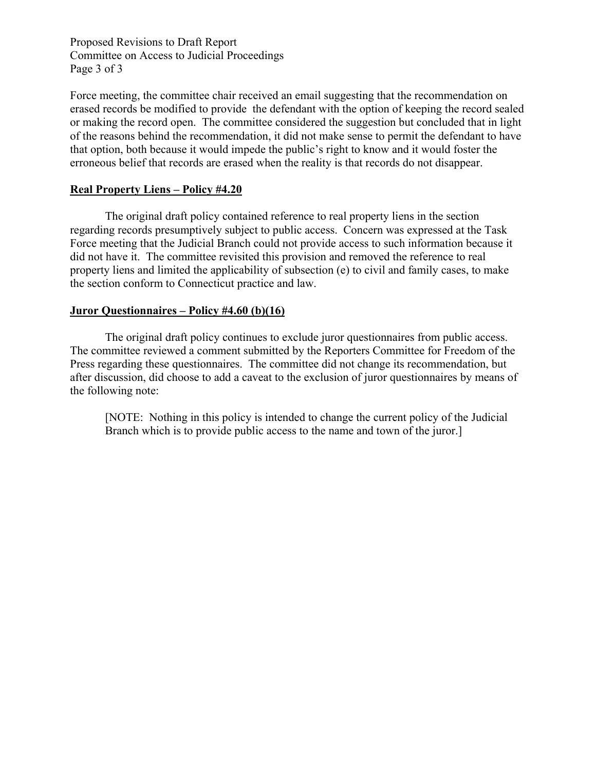Force meeting, the committee chair received an email suggesting that the recommendation on erased records be modified to provide the defendant with the option of keeping the record sealed or making the record open. The committee considered the suggestion but concluded that in light of the reasons behind the recommendation, it did not make sense to permit the defendant to have that option, both because it would impede the public's right to know and it would foster the erroneous belief that records are erased when the reality is that records do not disappear.

**Real Property Liens – Policy #4.20**

The original draft policy contained reference to real property liens in the section regarding records presumptively subject to public access. Concern was expressed at the Task Force meeting that the Judicial Branch could not provide access to such information because it did not have it. The committee revisited this provision and removed the reference to real property liens and limited the applicability of subsection (e) to civil and family cases, to make the section conform to Connecticut practice and law.

**Juror Questionnaires – Policy #4.60 (b)(16)**

The original draft policy continues to exclude juror questionnaires from public access. The committee reviewed a comment submitted by the Reporters Committee for Freedom of the Press regarding these questionnaires. The committee did not change its recommendation, but after discussion, did choose to add a caveat to the exclusion of juror questionnaires by means of the following note:

> [NOTE: Nothing in this policy is intended to change the current policy of the Judicial Branch which is to provide public access to the name and town of the juror.]